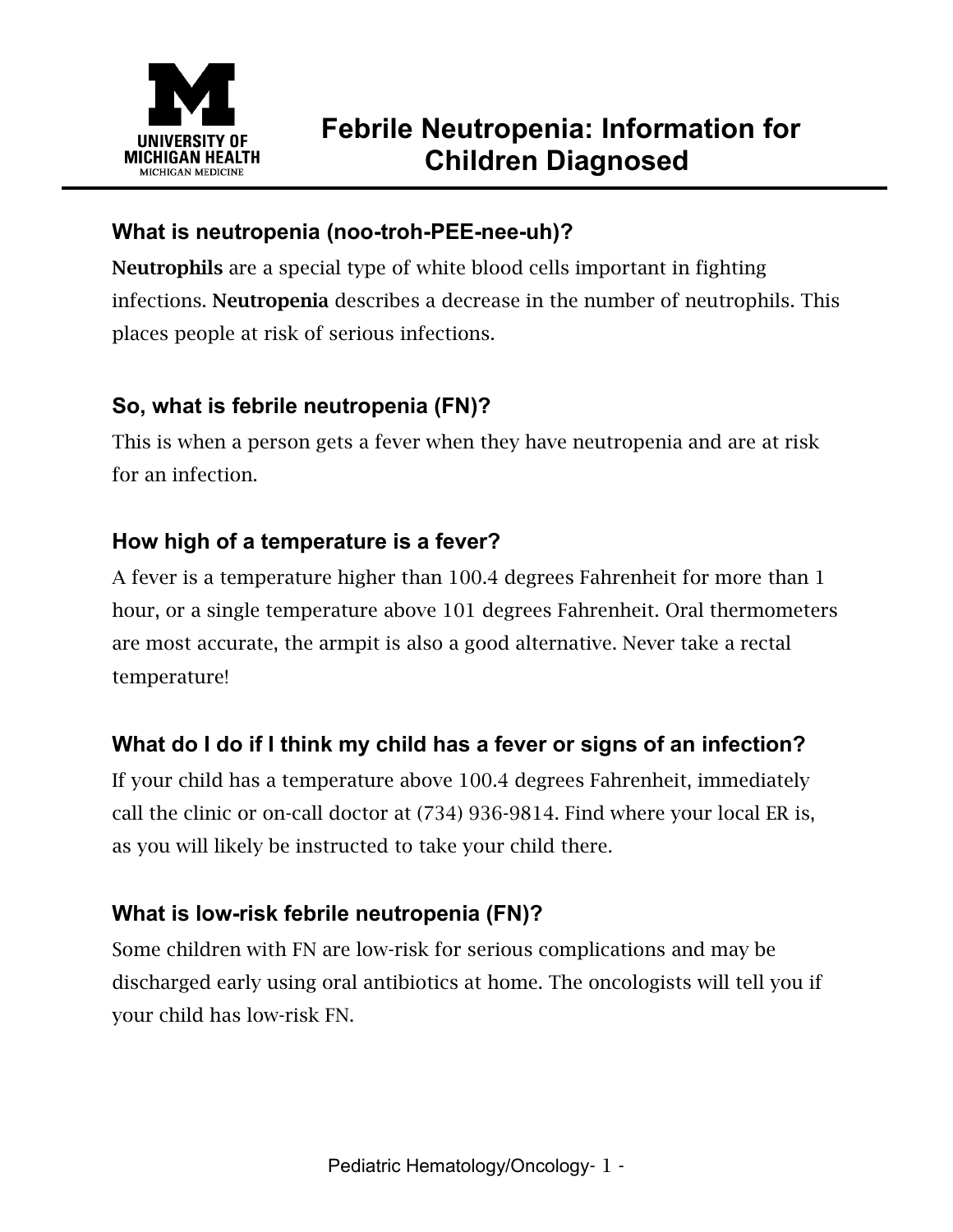# Febrile Neutropenia: Information for Children Diagnosed

## What is neutropenia (noo-troh-PEE-nee-uh)?

**Neutrophils** are a special type of white blood cells important in fighting infections. **Neutropenia** describes a decrease in the number of neutrophils. This places people at risk of serious infections.

## So, what is febrile neutropenia (FN)?

This is when a person gets a fever when they have neutropenia and are at risk for an infection.

## How high of a temperature is a fever?

A fever is a temperature higher than 100.4 degrees Fahrenheit for more than 1 hour, or a single temperature above 101 degrees Fahrenheit. Oral thermometers are most accurate, the armpit is also a good alternative. Never take a rectal temperature!

## What do I do if I think my child has a fever or signs of an infection?

If your child has a temperature above 100.4 degrees Fahrenheit, immediately call the clinic or on-call doctor at (734) 936-9814. Find where your local ER is, as you will likely be instructed to take your child there.

## What is low-risk febrile neutropenia (FN)?

Some children with FN are low-risk for serious complications and may be discharged early using oral antibiotics at home. The oncologists will tell you if your child has low-risk FN.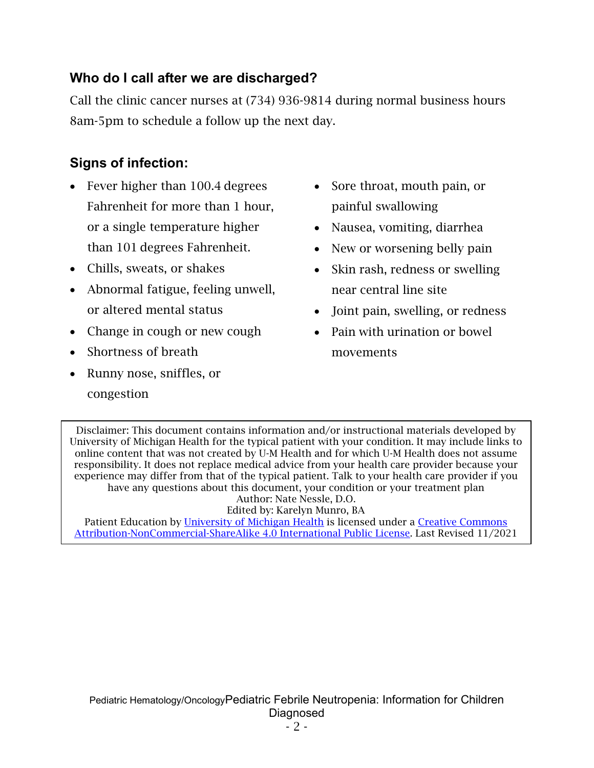## Who do I call after we are discharged?

Call the clinic cancer nurses at (734) 936-9814 during normal business hours 8am-5pm to schedule a follow up the next day.

## Signs of infection:

- Fever higher than 100.4 degrees Fahrenheit for more than 1 hour, or a single temperature higher than 101 degrees Fahrenheit.
- Chills, sweats, or shakes
- Abnormal fatigue, feeling unwell, or altered mental status
- Change in cough or new cough
- Shortness of breath
- Runny nose, sniffles, or congestion
- Sore throat, mouth pain, or painful swallowing
- Nausea, vomiting, diarrhea
- New or worsening belly pain
- Skin rash, redness or swelling near central line site
- Joint pain, swelling, or redness
- Pain with urination or bowel movements

Disclaimer: This document contains information and/or instructional materials developed by University of Michigan Health for the typical patient with your condition. It may include links to online content that was not created by U-M Health and for which U-M Health does not assume responsibility. It does not replace medical advice from your health care provider because your experience may differ from that of the typical patient. Talk to your health care provider if you have any questions about this document, your condition or your treatment plan

Author: Nate Nessle, D.O.

Edited by: Karelyn Munro, BA

Patient Education by University of Michigan Health is licensed under a Creative Commons Attribution-NonCommercial-ShareAlike 4.0 International Public License. Last Revised 11/2021